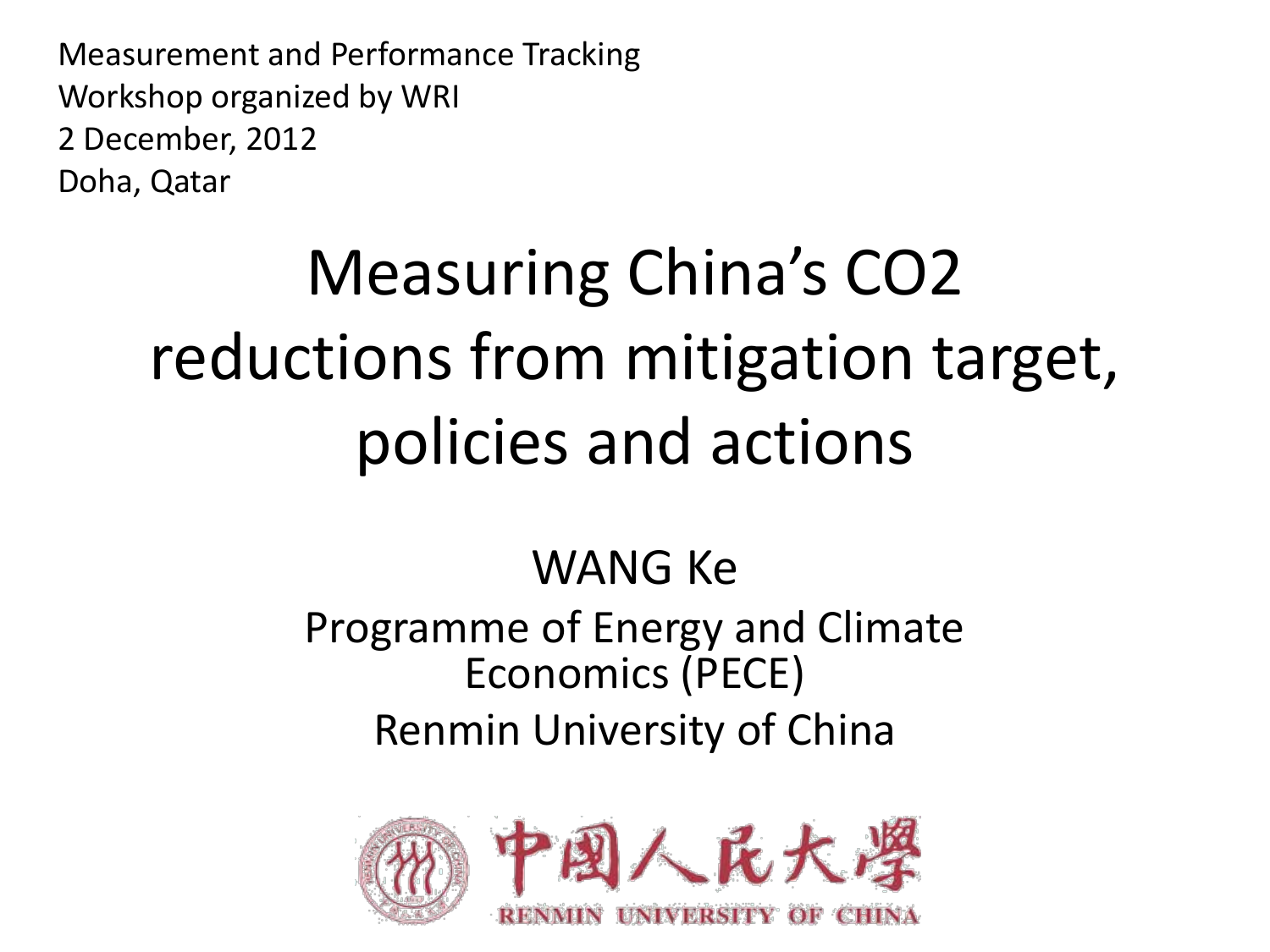Measurement and Performance Tracking
Workshop organized by WRI
2 December, 2012
Doha, Qatar

# Measuring China's CO2 reductions from mitigation target, policies and actions

WANG Ke

Programme of Energy and Climate Economics (PECE)

Renmin University of China

中国人民大學

RENMIN UNIVERSITY OF CHINA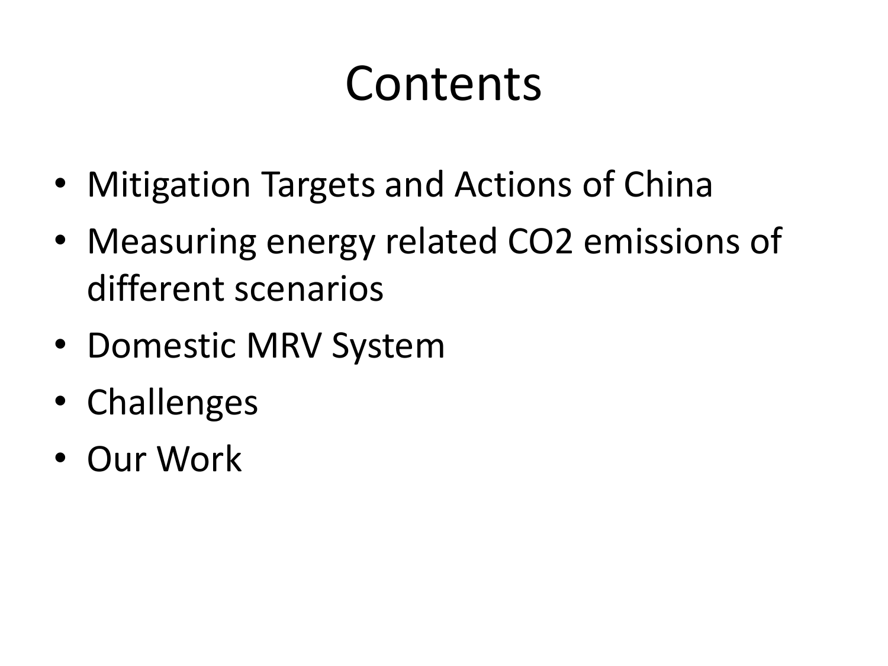# Contents

- Mitigation Targets and Actions of China
- Measuring energy related $CO_2$ emissions of different scenarios
- Domestic MRV System
- Challenges
- Our Work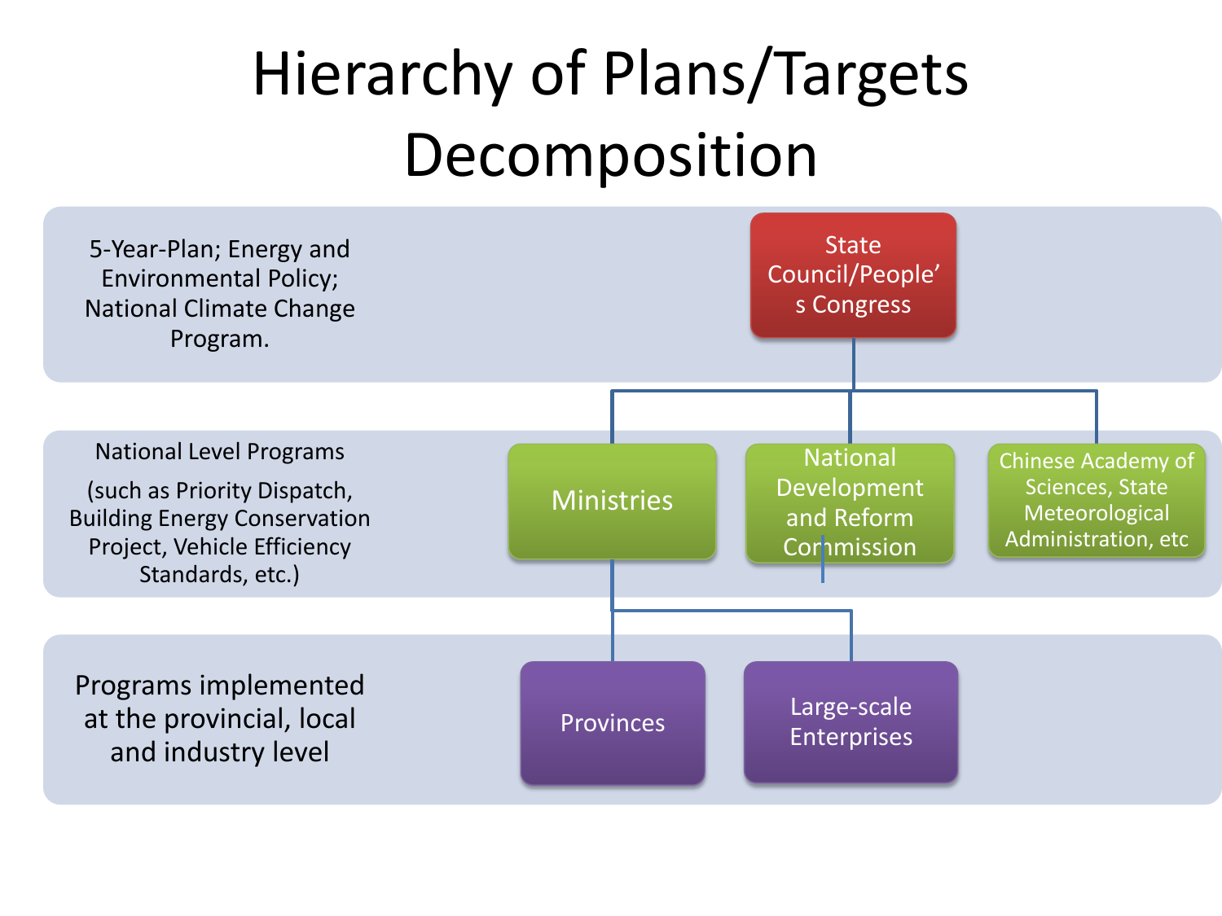# Hierarchy of Plans/Targets Decomposition

| Level | Description | Bodies |
| --- | --- | --- |
| Top | 5-Year-Plan; Energy and Environmental Policy; National Climate Change Program. | State Council/People's Congress |
| Middle | National Level Programs (such as Priority Dispatch, Building Energy Conservation Project, Vehicle Efficiency Standards, etc.) | Ministries; National Development and Reform Commission; Chinese Academy of Sciences, State Meteorological Administration, etc |
| Bottom | Programs implemented at the provincial, local and industry level | Provinces; Large-scale Enterprises |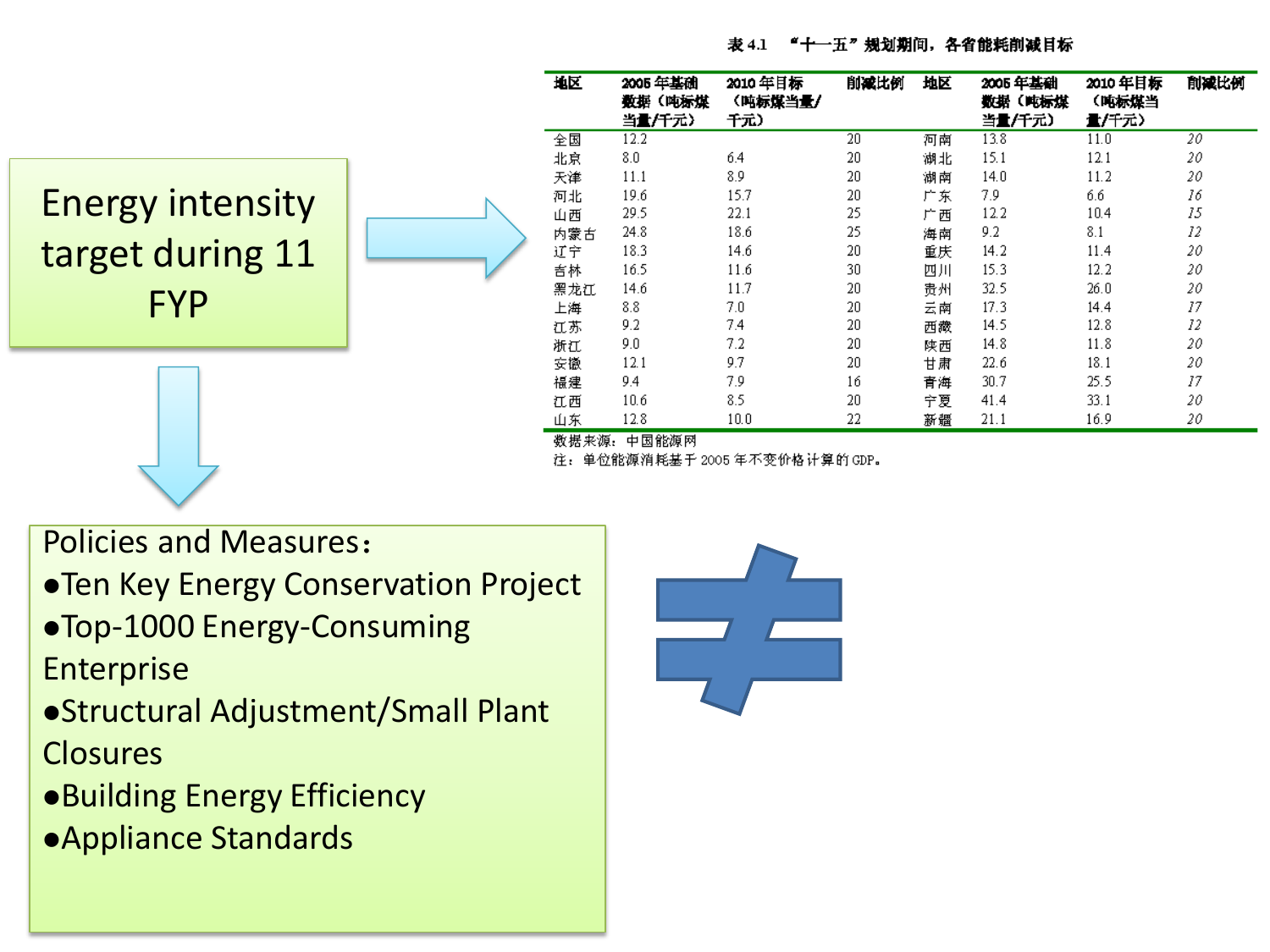Energy intensity target during 11 FYP

表 4.1　"十一五"规划期间，各省能耗削减目标

| 地区 | 2005 年基础数据（吨标煤当量/千元） | 2010 年目标（吨标煤当量/千元） | 削减比例 | 地区 | 2005 年基础数据（吨标煤当量/千元） | 2010 年目标（吨标煤当量/千元） | 削减比例 |
|---|---|---|---|---|---|---|---|
| 全国 | 12.2 | | 20 | 河南 | 13.8 | 11.0 | 20 |
| 北京 | 8.0 | 6.4 | 20 | 湖北 | 15.1 | 12.1 | 20 |
| 天津 | 11.1 | 8.9 | 20 | 湖南 | 14.0 | 11.2 | 20 |
| 河北 | 19.6 | 15.7 | 20 | 广东 | 7.9 | 6.6 | 16 |
| 山西 | 29.5 | 22.1 | 25 | 广西 | 12.2 | 10.4 | 15 |
| 内蒙古 | 24.8 | 18.6 | 25 | 海南 | 9.2 | 8.1 | 12 |
| 辽宁 | 18.3 | 14.6 | 20 | 重庆 | 14.2 | 11.4 | 20 |
| 吉林 | 16.5 | 11.6 | 30 | 四川 | 15.3 | 12.2 | 20 |
| 黑龙江 | 14.6 | 11.7 | 20 | 贵州 | 32.5 | 26.0 | 20 |
| 上海 | 8.8 | 7.0 | 20 | 云南 | 17.3 | 14.4 | 17 |
| 江苏 | 9.2 | 7.4 | 20 | 西藏 | 14.5 | 12.8 | 12 |
| 浙江 | 9.0 | 7.2 | 20 | 陕西 | 14.8 | 11.8 | 20 |
| 安徽 | 12.1 | 9.7 | 20 | 甘肃 | 22.6 | 18.1 | 20 |
| 福建 | 9.4 | 7.9 | 16 | 青海 | 30.7 | 25.5 | 17 |
| 江西 | 10.6 | 8.5 | 20 | 宁夏 | 41.4 | 33.1 | 20 |
| 山东 | 12.8 | 10.0 | 22 | 新疆 | 21.1 | 16.9 | 20 |

数据来源：中国能源网

注：单位能源消耗基于 2005 年不变价格计算的 GDP。

Policies and Measures：

- Ten Key Energy Conservation Project
- Top-1000 Energy-Consuming Enterprise
- Structural Adjustment/Small Plant Closures
- Building Energy Efficiency
- Appliance Standards

≠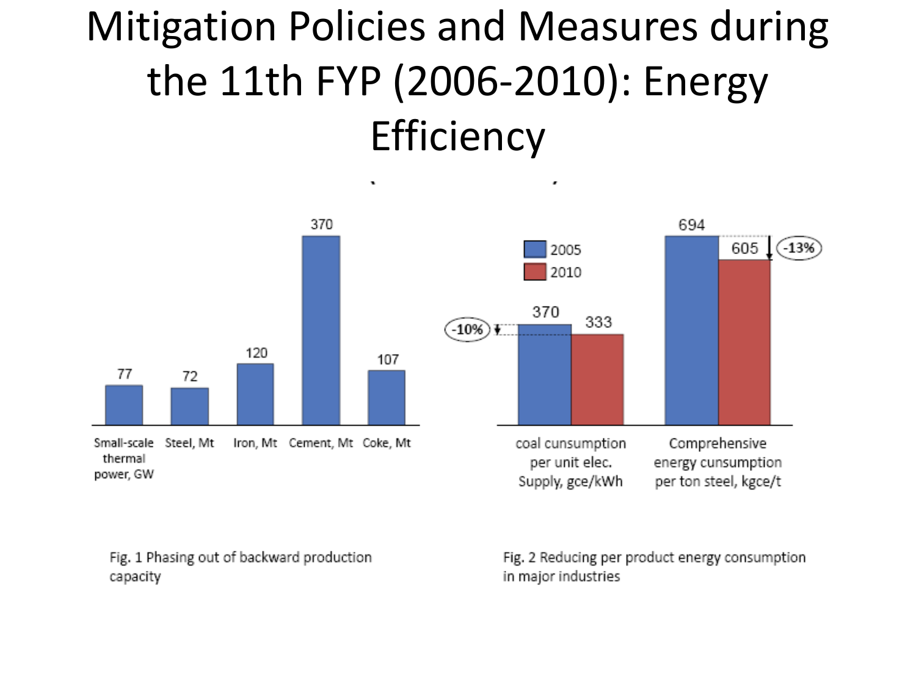# Mitigation Policies and Measures during the 11th FYP (2006-2010): Energy Efficiency

| | Small-scale thermal power, GW | Steel, Mt | Iron, Mt | Cement, Mt | Coke, Mt |
|---|---|---|---|---|---|
| | 77 | 72 | 120 | 370 | 107 |

Fig. 1 Phasing out of backward production capacity

| | 2005 | 2010 | Change |
|---|---|---|---|
| coal cunsumption per unit elec. Supply, gce/kWh | 370 | 333 | -10% |
| Comprehensive energy cunsumption per ton steel, kgce/t | 694 | 605 | -13% |

Fig. 2 Reducing per product energy consumption in major industries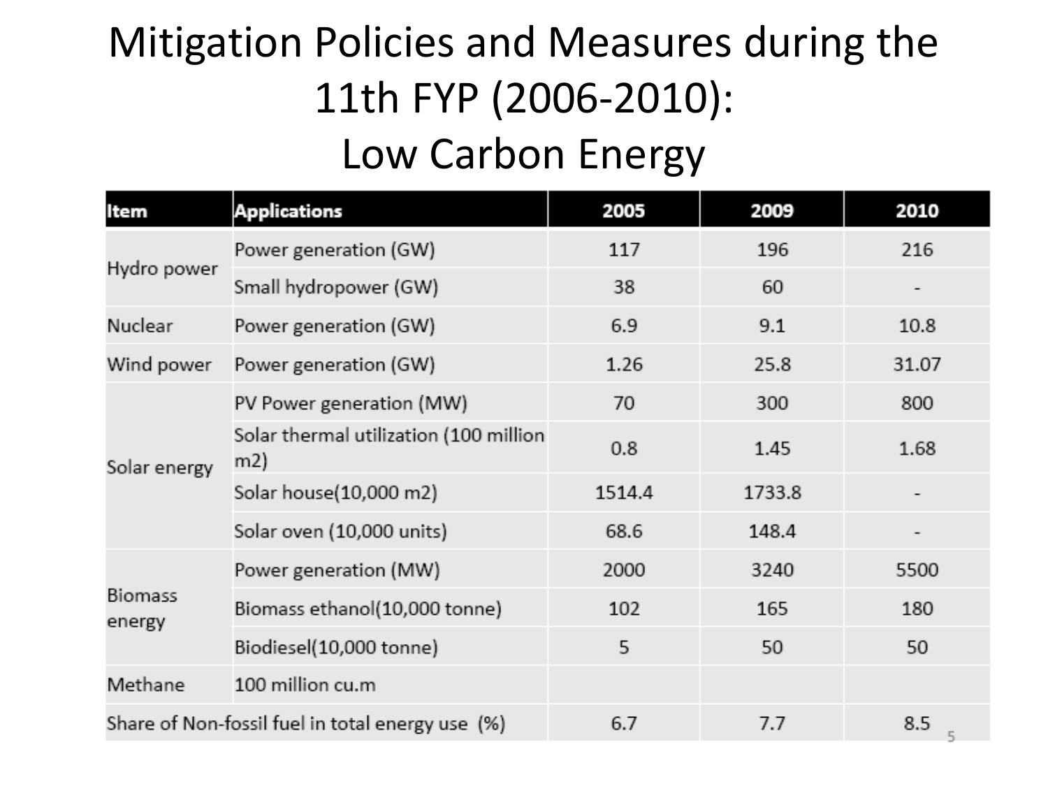# Mitigation Policies and Measures during the 11th FYP (2006-2010): Low Carbon Energy

| Item | Applications | 2005 | 2009 | 2010 |
|---|---|---|---|---|
| Hydro power | Power generation (GW) | 117 | 196 | 216 |
| | Small hydropower (GW) | 38 | 60 | - |
| Nuclear | Power generation (GW) | 6.9 | 9.1 | 10.8 |
| Wind power | Power generation (GW) | 1.26 | 25.8 | 31.07 |
| Solar energy | PV Power generation (MW) | 70 | 300 | 800 |
| | Solar thermal utilization (100 million m2) | 0.8 | 1.45 | 1.68 |
| | Solar house(10,000 m2) | 1514.4 | 1733.8 | - |
| | Solar oven (10,000 units) | 68.6 | 148.4 | - |
| Biomass energy | Power generation (MW) | 2000 | 3240 | 5500 |
| | Biomass ethanol(10,000 tonne) | 102 | 165 | 180 |
| | Biodiesel(10,000 tonne) | 5 | 50 | 50 |
| Methane | 100 million cu.m | | | |
| Share of Non-fossil fuel in total energy use (%) | | 6.7 | 7.7 | 8.5 |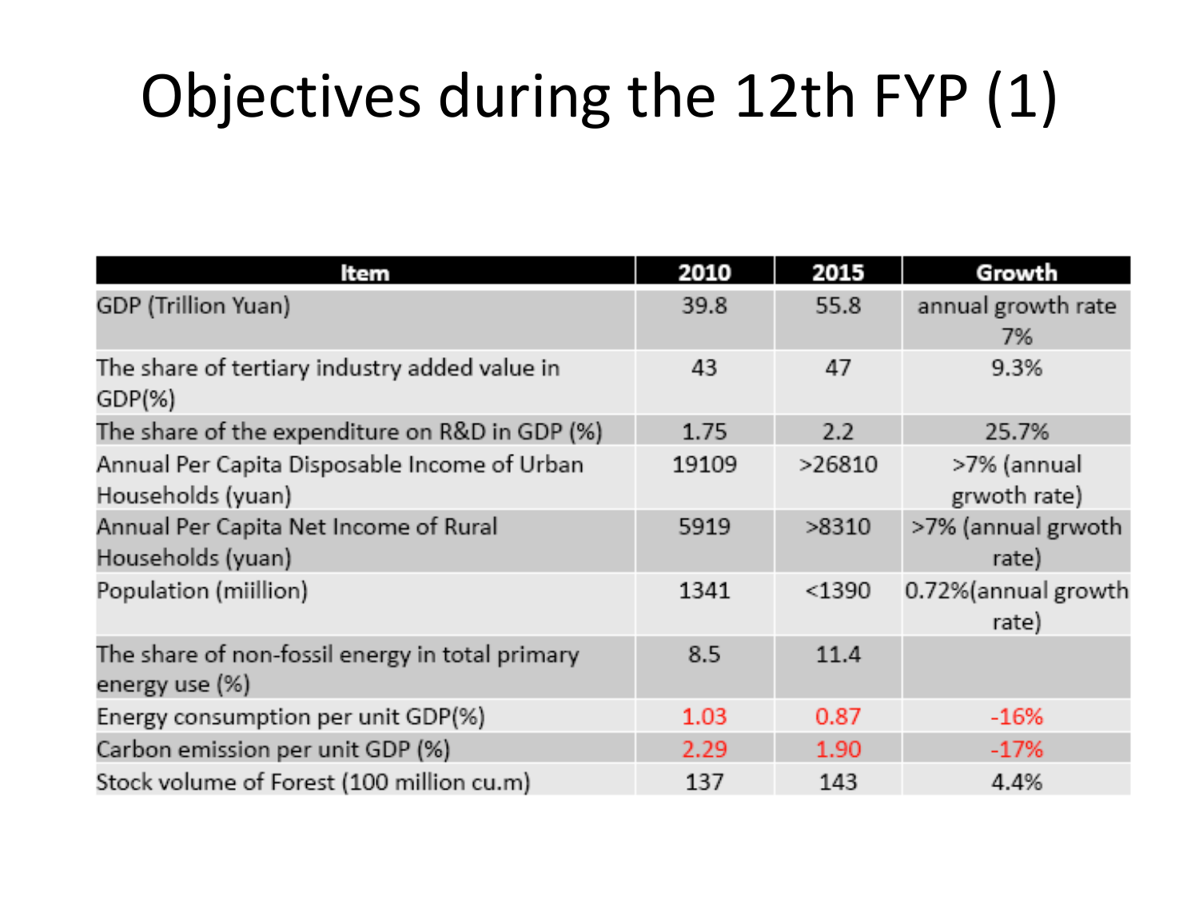# Objectives during the 12th FYP (1)

| Item | 2010 | 2015 | Growth |
|---|---|---|---|
| GDP (Trillion Yuan) | 39.8 | 55.8 | annual growth rate 7% |
| The share of tertiary industry added value in GDP(%) | 43 | 47 | 9.3% |
| The share of the expenditure on R&D in GDP (%) | 1.75 | 2.2 | 25.7% |
| Annual Per Capita Disposable Income of Urban Households (yuan) | 19109 | >26810 | >7% (annual grwoth rate) |
| Annual Per Capita Net Income of Rural Households (yuan) | 5919 | >8310 | >7% (annual grwoth rate) |
| Population (miillion) | 1341 | <1390 | 0.72%(annual growth rate) |
| The share of non-fossil energy in total primary energy use (%) | 8.5 | 11.4 | |
| Energy consumption per unit GDP(%) | 1.03 | 0.87 | -16% |
| Carbon emission per unit GDP (%) | 2.29 | 1.90 | -17% |
| Stock volume of Forest (100 million cu.m) | 137 | 143 | 4.4% |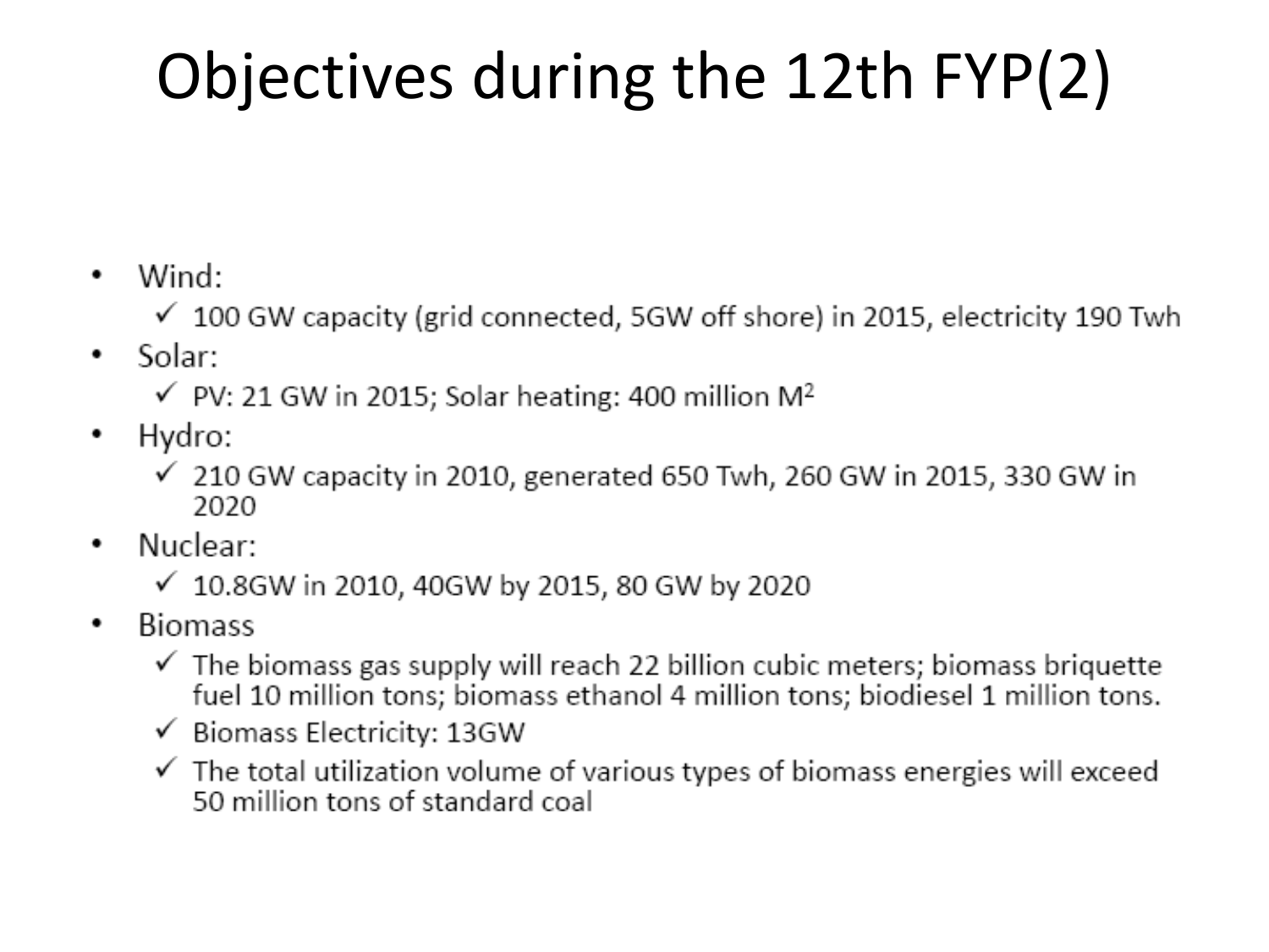# Objectives during the 12th FYP(2)

- Wind:
  - ✓ 100 GW capacity (grid connected, 5GW off shore) in 2015, electricity 190 Twh
- Solar:
  - ✓ PV: 21 GW in 2015; Solar heating: 400 million $M^2$
- Hydro:
  - ✓ 210 GW capacity in 2010, generated 650 Twh, 260 GW in 2015, 330 GW in 2020
- Nuclear:
  - ✓ 10.8GW in 2010, 40GW by 2015, 80 GW by 2020
- Biomass
  - ✓ The biomass gas supply will reach 22 billion cubic meters; biomass briquette fuel 10 million tons; biomass ethanol 4 million tons; biodiesel 1 million tons.
  - ✓ Biomass Electricity: 13GW
  - ✓ The total utilization volume of various types of biomass energies will exceed 50 million tons of standard coal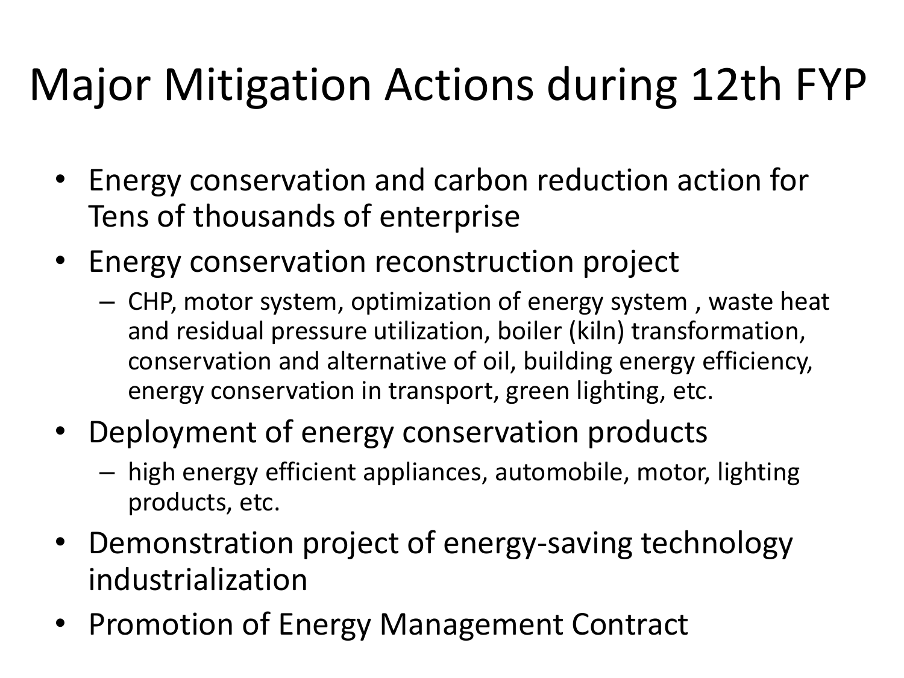# Major Mitigation Actions during 12th FYP

- Energy conservation and carbon reduction action for Tens of thousands of enterprise
- Energy conservation reconstruction project
  - CHP, motor system, optimization of energy system , waste heat and residual pressure utilization, boiler (kiln) transformation, conservation and alternative of oil, building energy efficiency, energy conservation in transport, green lighting, etc.
- Deployment of energy conservation products
  - high energy efficient appliances, automobile, motor, lighting products, etc.
- Demonstration project of energy-saving technology industrialization
- Promotion of Energy Management Contract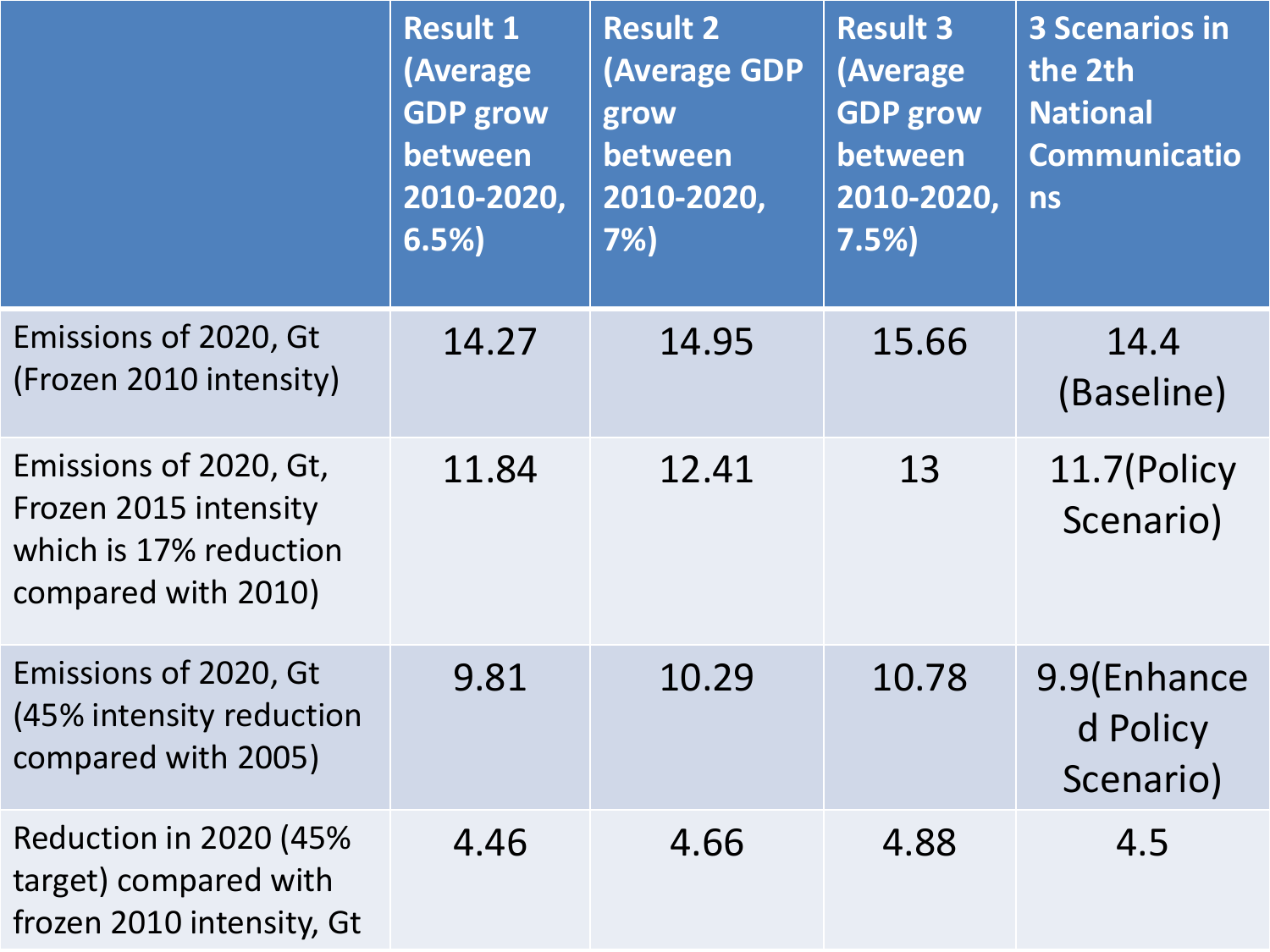| | Result 1 (Average GDP grow between 2010-2020, 6.5%) | Result 2 (Average GDP grow between 2010-2020, 7%) | Result 3 (Average GDP grow between 2010-2020, 7.5%) | 3 Scenarios in the 2th National Communications |
|---|---|---|---|---|
| Emissions of 2020, Gt (Frozen 2010 intensity) | 14.27 | 14.95 | 15.66 | 14.4 (Baseline) |
| Emissions of 2020, Gt, Frozen 2015 intensity which is 17% reduction compared with 2010) | 11.84 | 12.41 | 13 | 11.7(Policy Scenario) |
| Emissions of 2020, Gt (45% intensity reduction compared with 2005) | 9.81 | 10.29 | 10.78 | 9.9(Enhanced Policy Scenario) |
| Reduction in 2020 (45% target) compared with frozen 2010 intensity, Gt | 4.46 | 4.66 | 4.88 | 4.5 |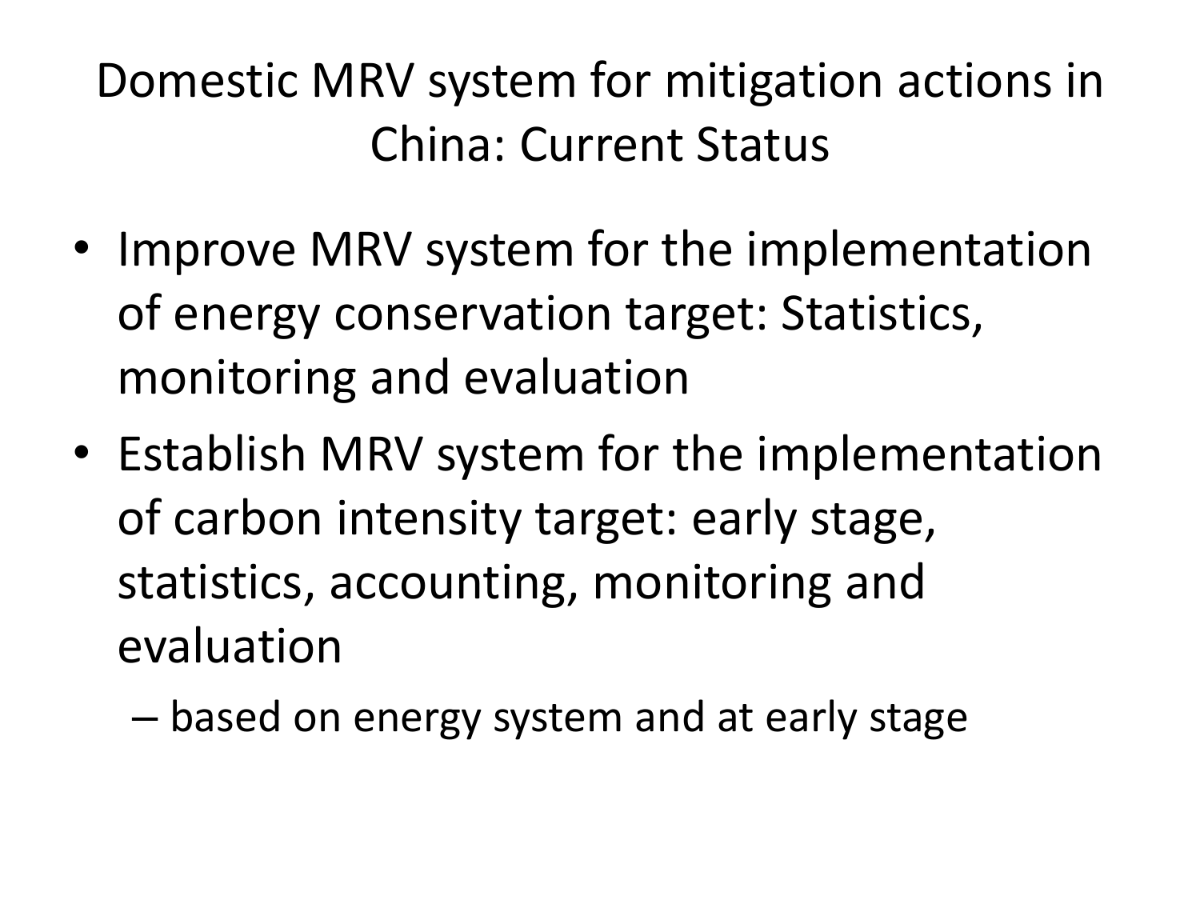# Domestic MRV system for mitigation actions in China: Current Status

- Improve MRV system for the implementation of energy conservation target: Statistics, monitoring and evaluation
- Establish MRV system for the implementation of carbon intensity target: early stage, statistics, accounting, monitoring and evaluation
  - based on energy system and at early stage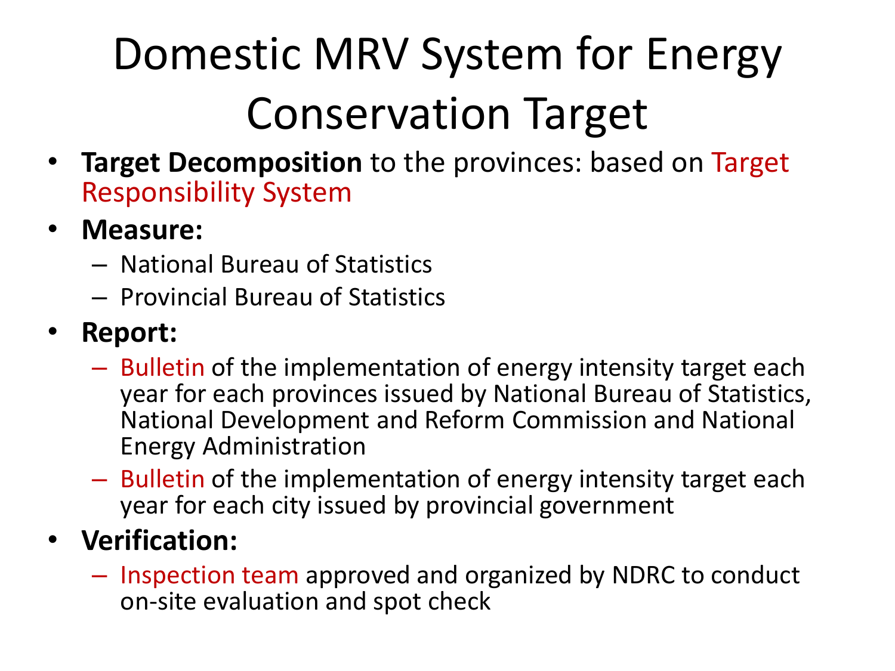# Domestic MRV System for Energy Conservation Target

- **Target Decomposition** to the provinces: based on Target Responsibility System
- **Measure:**
  - National Bureau of Statistics
  - Provincial Bureau of Statistics
- **Report:**
  - Bulletin of the implementation of energy intensity target each year for each provinces issued by National Bureau of Statistics, National Development and Reform Commission and National Energy Administration
  - Bulletin of the implementation of energy intensity target each year for each city issued by provincial government
- **Verification:**
  - Inspection team approved and organized by NDRC to conduct on-site evaluation and spot check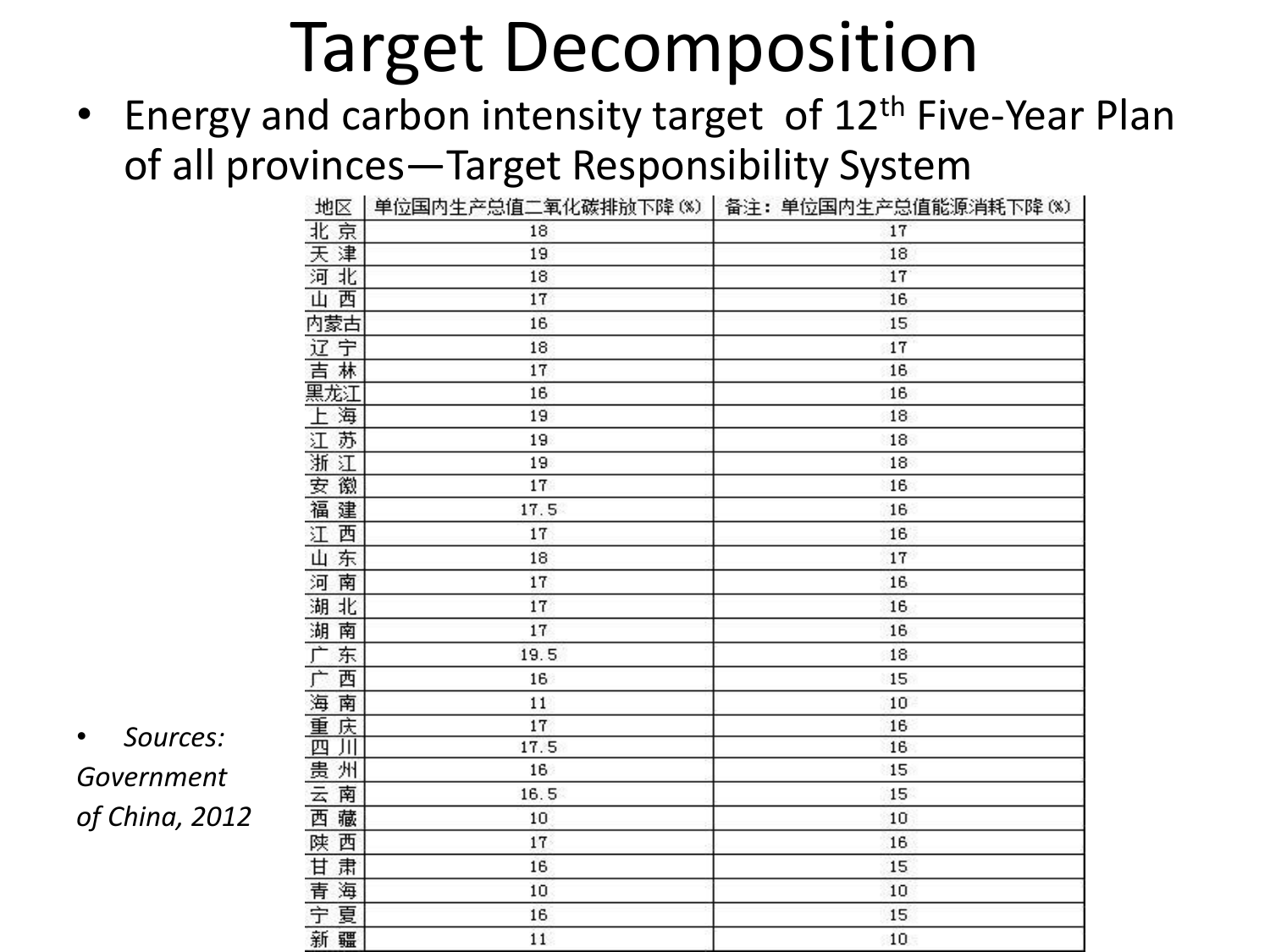# Target Decomposition

- Energy and carbon intensity target of 12th Five-Year Plan of all provinces—Target Responsibility System

| 地区 | 单位国内生产总值二氧化碳排放下降(%) | 备注：单位国内生产总值能源消耗下降(%) |
|---|---|---|
| 北 京 | 18 | 17 |
| 天 津 | 19 | 18 |
| 河 北 | 18 | 17 |
| 山 西 | 17 | 16 |
| 内蒙古 | 16 | 15 |
| 辽 宁 | 18 | 17 |
| 吉 林 | 17 | 16 |
| 黑龙江 | 16 | 16 |
| 上 海 | 19 | 18 |
| 江 苏 | 19 | 18 |
| 浙 江 | 19 | 18 |
| 安 徽 | 17 | 16 |
| 福 建 | 17.5 | 16 |
| 江 西 | 17 | 16 |
| 山 东 | 18 | 17 |
| 河 南 | 17 | 16 |
| 湖 北 | 17 | 16 |
| 湖 南 | 17 | 16 |
| 广 东 | 19.5 | 18 |
| 广 西 | 16 | 15 |
| 海 南 | 11 | 10 |
| 重 庆 | 17 | 16 |
| 四 川 | 17.5 | 16 |
| 贵 州 | 16 | 15 |
| 云 南 | 16.5 | 15 |
| 西 藏 | 10 | 10 |
| 陕 西 | 17 | 16 |
| 甘 肃 | 16 | 15 |
| 青 海 | 10 | 10 |
| 宁 夏 | 16 | 15 |
| 新 疆 | 11 | 10 |

- *Sources: Government of China, 2012*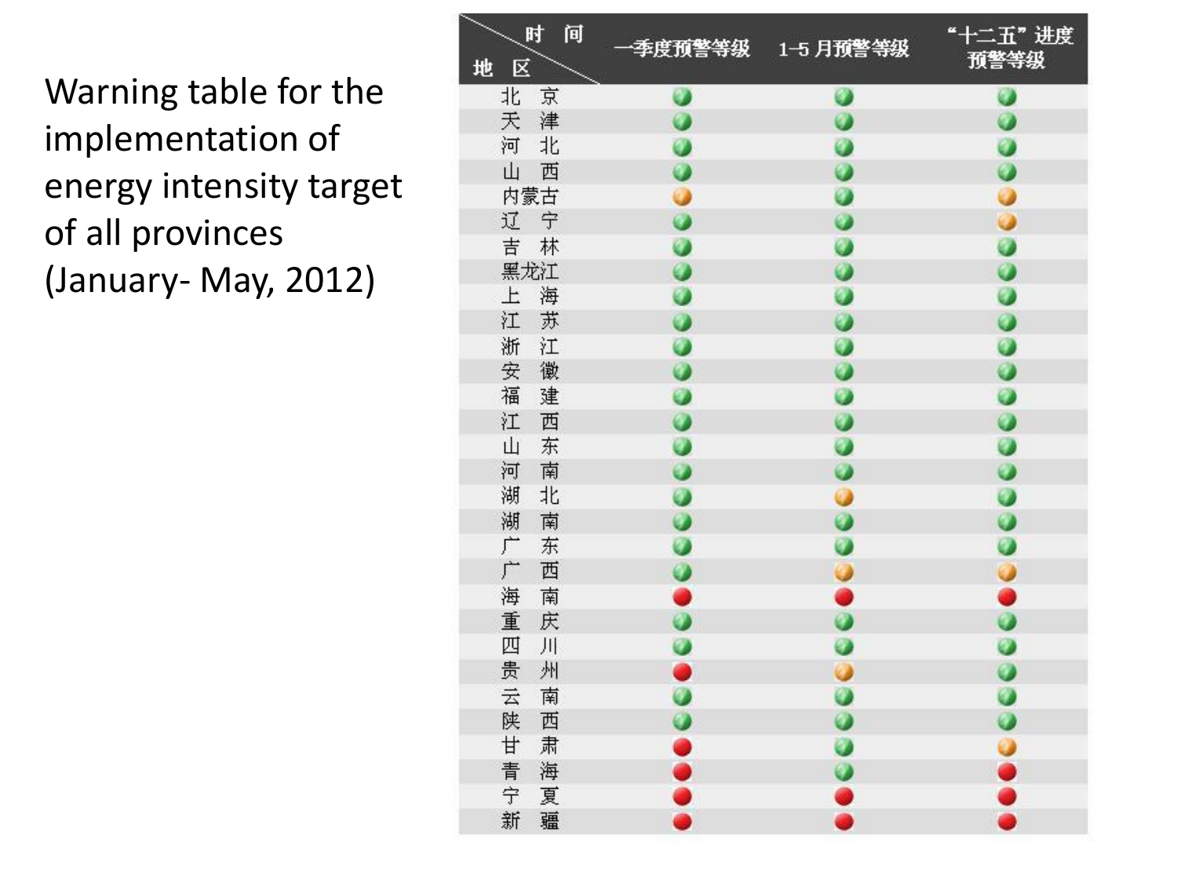Warning table for the implementation of energy intensity target of all provinces (January- May, 2012)

| 地区 \ 时间 | 一季度预警等级 | 1-5月预警等级 | “十二五”进度预警等级 |
|---|---|---|---|
| 北京 | 🟢 | 🟢 | 🟢 |
| 天津 | 🟢 | 🟢 | 🟢 |
| 河北 | 🟢 | 🟢 | 🟢 |
| 山西 | 🟢 | 🟢 | 🟢 |
| 内蒙古 | 🟠 | 🟢 | 🟠 |
| 辽宁 | 🟢 | 🟢 | 🟠 |
| 吉林 | 🟢 | 🟢 | 🟢 |
| 黑龙江 | 🟢 | 🟢 | 🟢 |
| 上海 | 🟢 | 🟢 | 🟢 |
| 江苏 | 🟢 | 🟢 | 🟢 |
| 浙江 | 🟢 | 🟢 | 🟢 |
| 安徽 | 🟢 | 🟢 | 🟢 |
| 福建 | 🟢 | 🟢 | 🟢 |
| 江西 | 🟢 | 🟢 | 🟢 |
| 山东 | 🟢 | 🟢 | 🟢 |
| 河南 | 🟢 | 🟢 | 🟢 |
| 湖北 | 🟢 | 🟠 | 🟢 |
| 湖南 | 🟢 | 🟢 | 🟢 |
| 广东 | 🟢 | 🟢 | 🟢 |
| 广西 | 🟢 | 🟠 | 🟠 |
| 海南 | 🔴 | 🔴 | 🔴 |
| 重庆 | 🟢 | 🟢 | 🟢 |
| 四川 | 🟢 | 🟢 | 🟢 |
| 贵州 | 🔴 | 🟠 | 🟢 |
| 云南 | 🟢 | 🟢 | 🟢 |
| 陕西 | 🟢 | 🟢 | 🟢 |
| 甘肃 | 🔴 | 🟢 | 🟠 |
| 青海 | 🔴 | 🟢 | 🔴 |
| 宁夏 | 🔴 | 🔴 | 🔴 |
| 新疆 | 🔴 | 🔴 | 🔴 |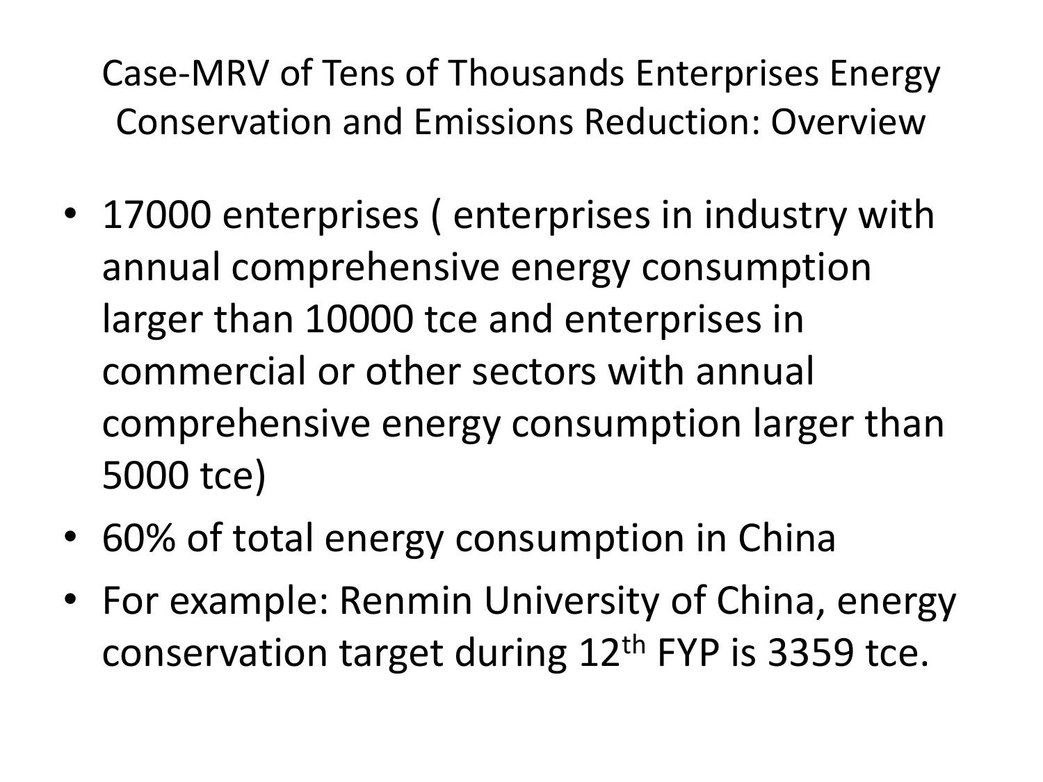# Case-MRV of Tens of Thousands Enterprises Energy Conservation and Emissions Reduction: Overview

- 17000 enterprises ( enterprises in industry with annual comprehensive energy consumption larger than 10000 tce and enterprises in commercial or other sectors with annual comprehensive energy consumption larger than 5000 tce)
- 60% of total energy consumption in China
- For example: Renmin University of China, energy conservation target during 12$^{th}$ FYP is 3359 tce.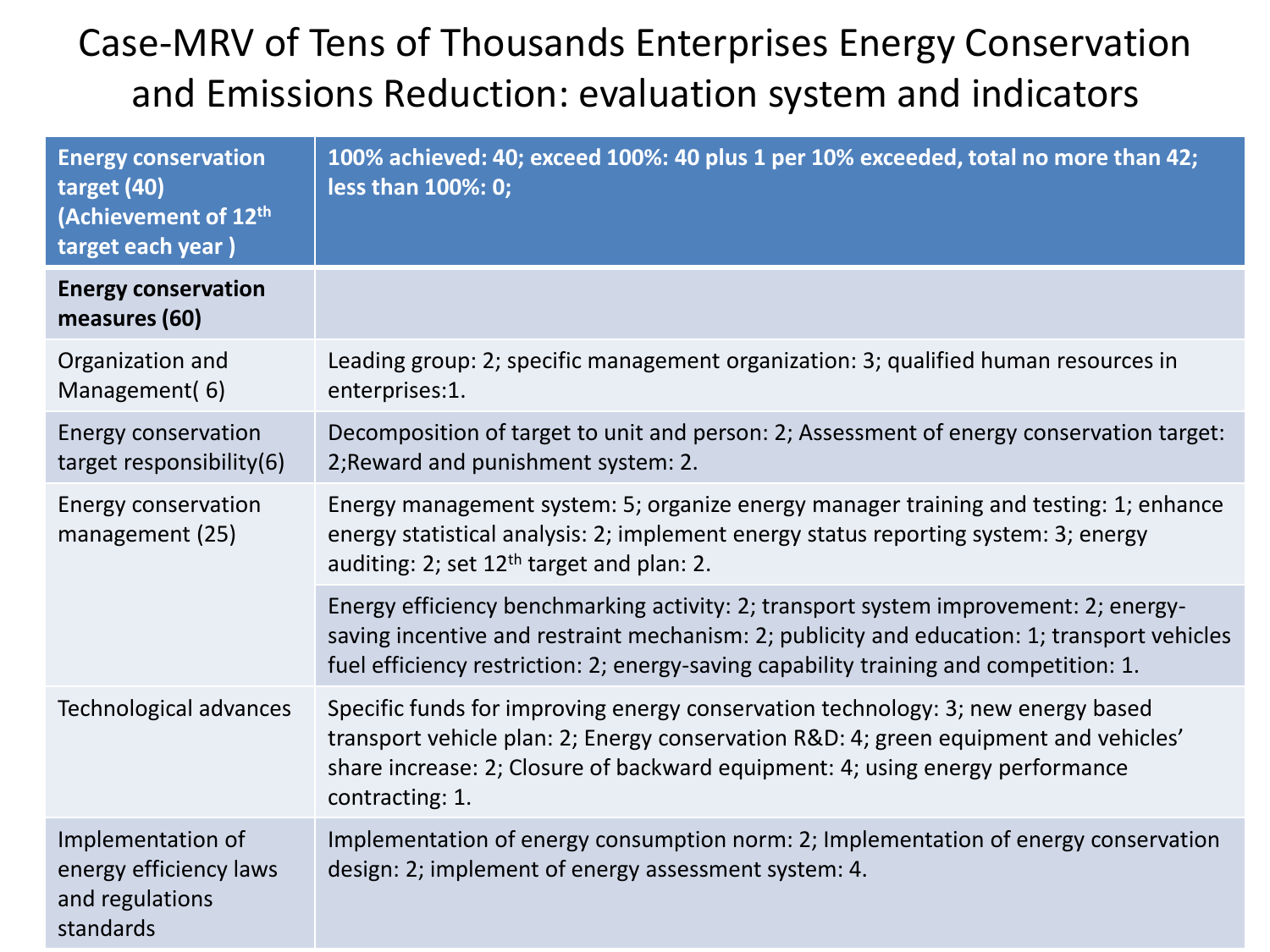# Case-MRV of Tens of Thousands Enterprises Energy Conservation and Emissions Reduction: evaluation system and indicators

| Energy conservation target (40) (Achievement of 12th target each year ) | 100% achieved: 40; exceed 100%: 40 plus 1 per 10% exceeded, total no more than 42; less than 100%: 0; |
|---|---|
| **Energy conservation measures (60)** | |
| Organization and Management( 6) | Leading group: 2; specific management organization: 3; qualified human resources in enterprises:1. |
| Energy conservation target responsibility(6) | Decomposition of target to unit and person: 2; Assessment of energy conservation target: 2;Reward and punishment system: 2. |
| Energy conservation management (25) | Energy management system: 5; organize energy manager training and testing: 1; enhance energy statistical analysis: 2; implement energy status reporting system: 3; energy auditing: 2; set 12th target and plan: 2. |
| | Energy efficiency benchmarking activity: 2; transport system improvement: 2; energy-saving incentive and restraint mechanism: 2; publicity and education: 1; transport vehicles fuel efficiency restriction: 2; energy-saving capability training and competition: 1. |
| Technological advances | Specific funds for improving energy conservation technology: 3; new energy based transport vehicle plan: 2; Energy conservation R&D: 4; green equipment and vehicles' share increase: 2; Closure of backward equipment: 4; using energy performance contracting: 1. |
| Implementation of energy efficiency laws and regulations standards | Implementation of energy consumption norm: 2; Implementation of energy conservation design: 2; implement of energy assessment system: 4. |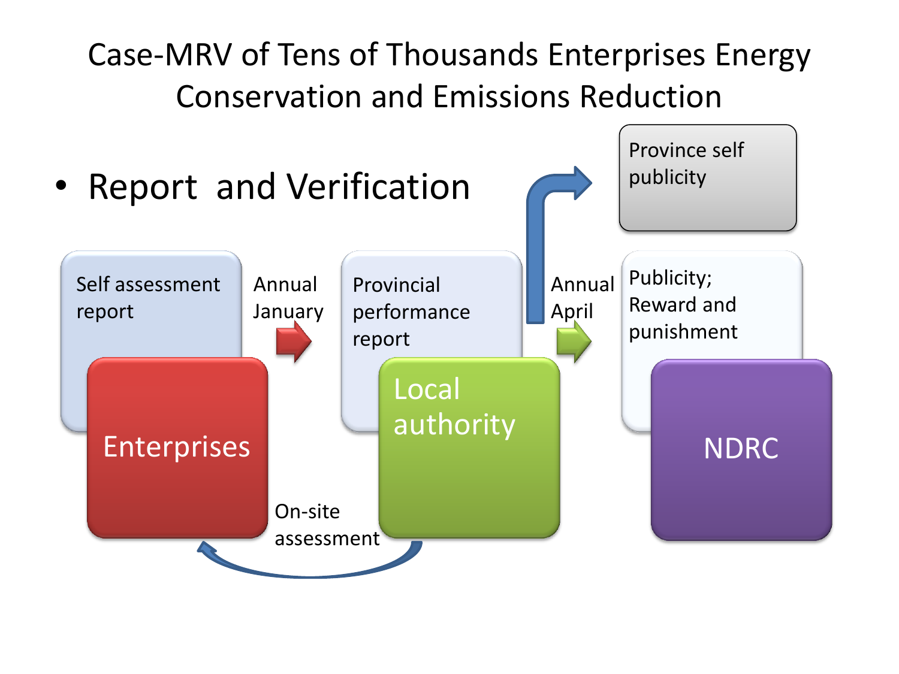# Case-MRV of Tens of Thousands Enterprises Energy Conservation and Emissions Reduction

- Report and Verification

Self assessment report

Enterprises

Annual January

Provincial performance report

Local authority

On-site assessment

Annual April

Province self publicity

Publicity; Reward and punishment

NDRC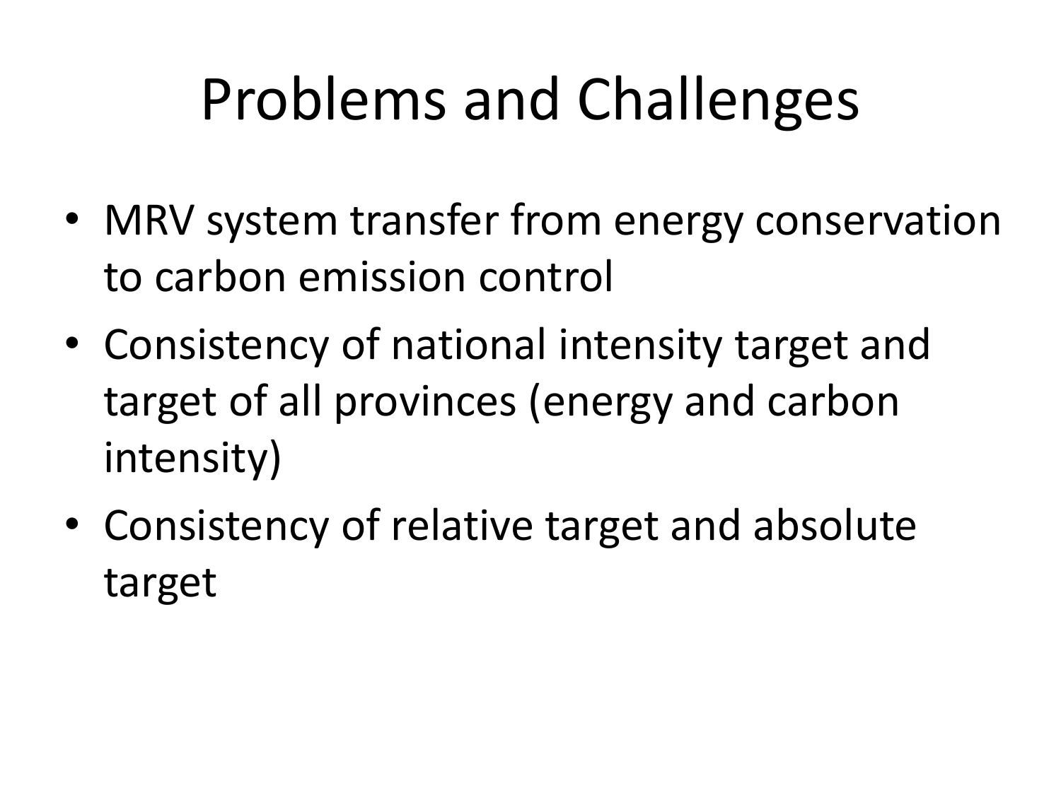# Problems and Challenges

- MRV system transfer from energy conservation to carbon emission control
- Consistency of national intensity target and target of all provinces (energy and carbon intensity)
- Consistency of relative target and absolute target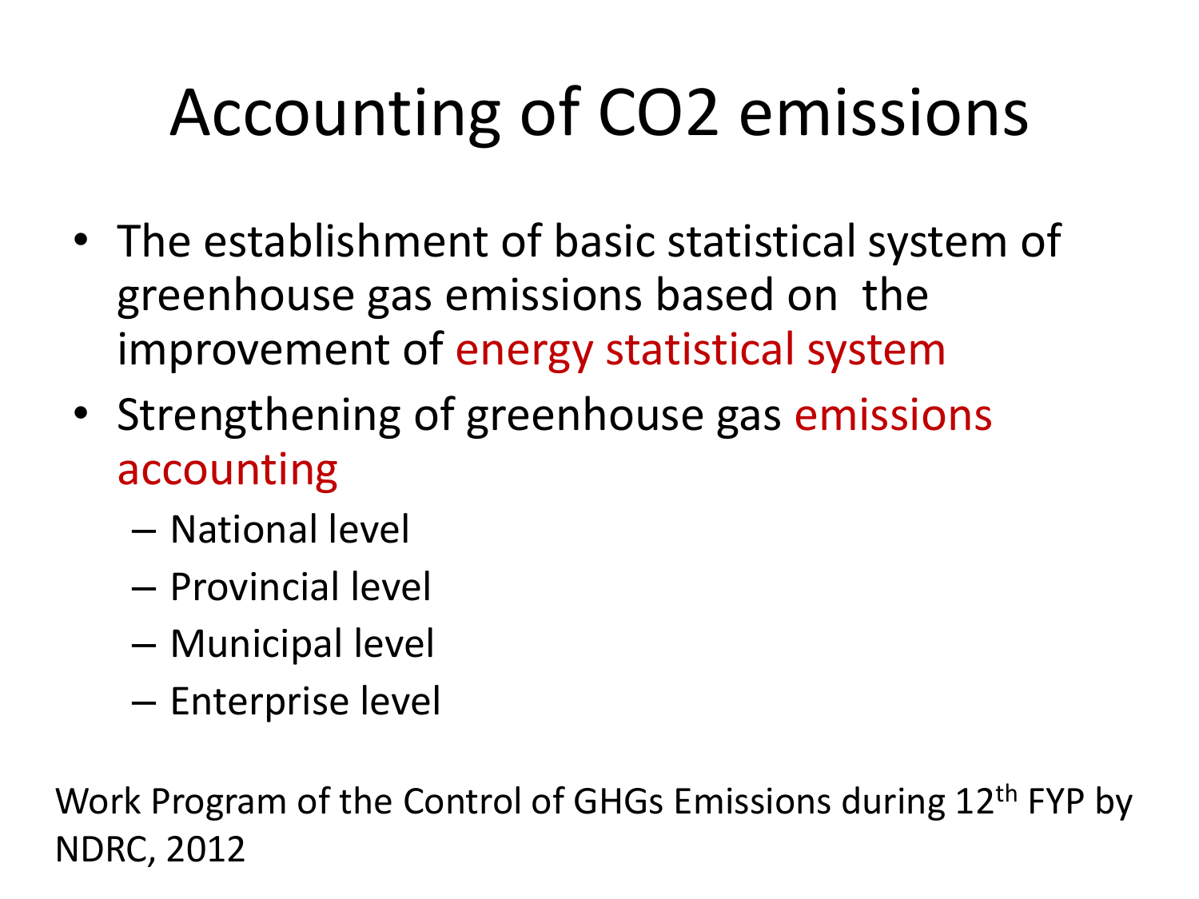# Accounting of CO2 emissions

- The establishment of basic statistical system of greenhouse gas emissions based on the improvement of energy statistical system
- Strengthening of greenhouse gas emissions accounting
  - National level
  - Provincial level
  - Municipal level
  - Enterprise level

Work Program of the Control of GHGs Emissions during 12th FYP by NDRC, 2012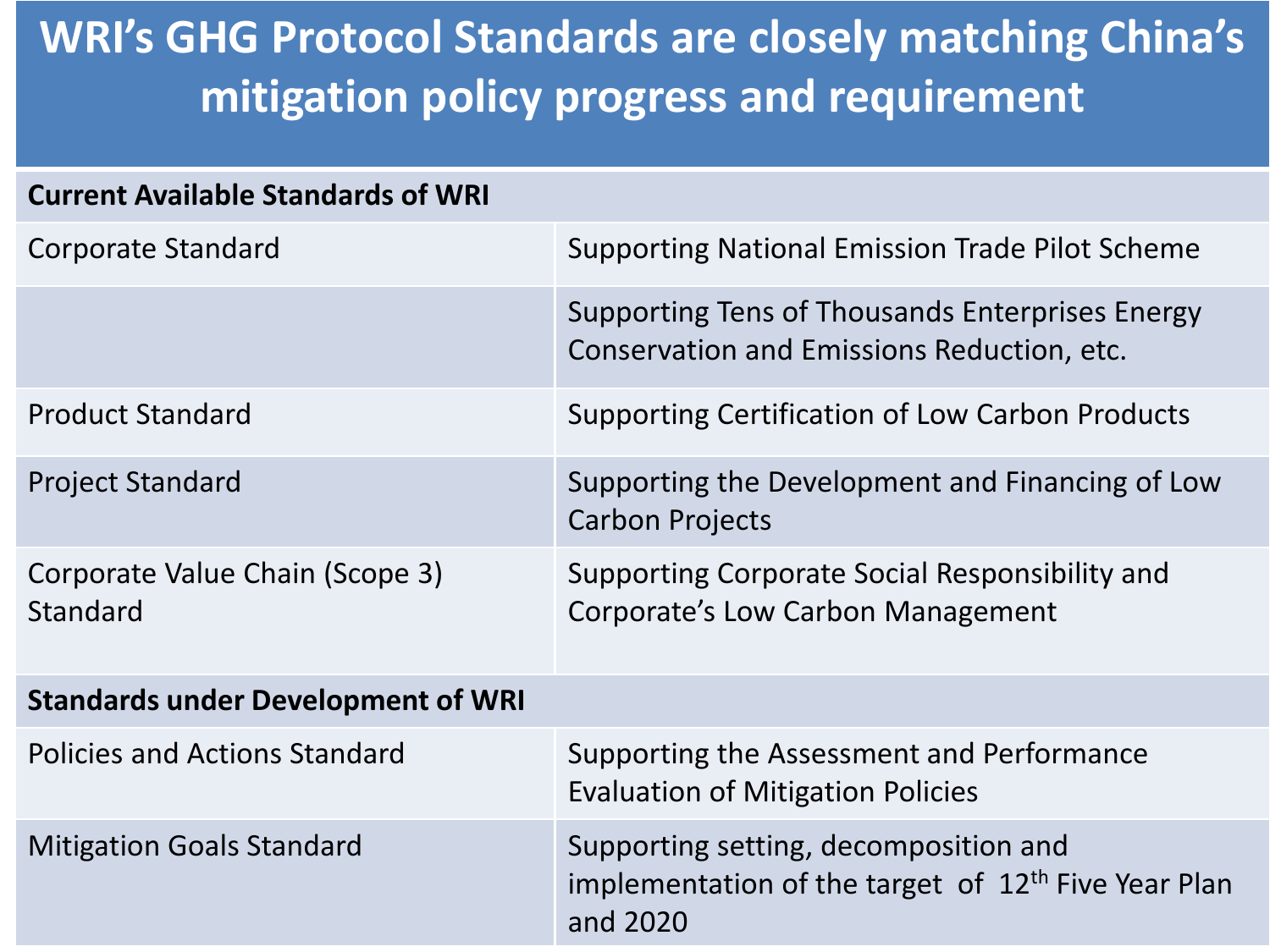# WRI's GHG Protocol Standards are closely matching China's mitigation policy progress and requirement

| Current Available Standards of WRI | |
|---|---|
| Corporate Standard | Supporting National Emission Trade Pilot Scheme |
| | Supporting Tens of Thousands Enterprises Energy Conservation and Emissions Reduction, etc. |
| Product Standard | Supporting Certification of Low Carbon Products |
| Project Standard | Supporting the Development and Financing of Low Carbon Projects |
| Corporate Value Chain (Scope 3) Standard | Supporting Corporate Social Responsibility and Corporate's Low Carbon Management |
| **Standards under Development of WRI** | |
| Policies and Actions Standard | Supporting the Assessment and Performance Evaluation of Mitigation Policies |
| Mitigation Goals Standard | Supporting setting, decomposition and implementation of the target of 12th Five Year Plan and 2020 |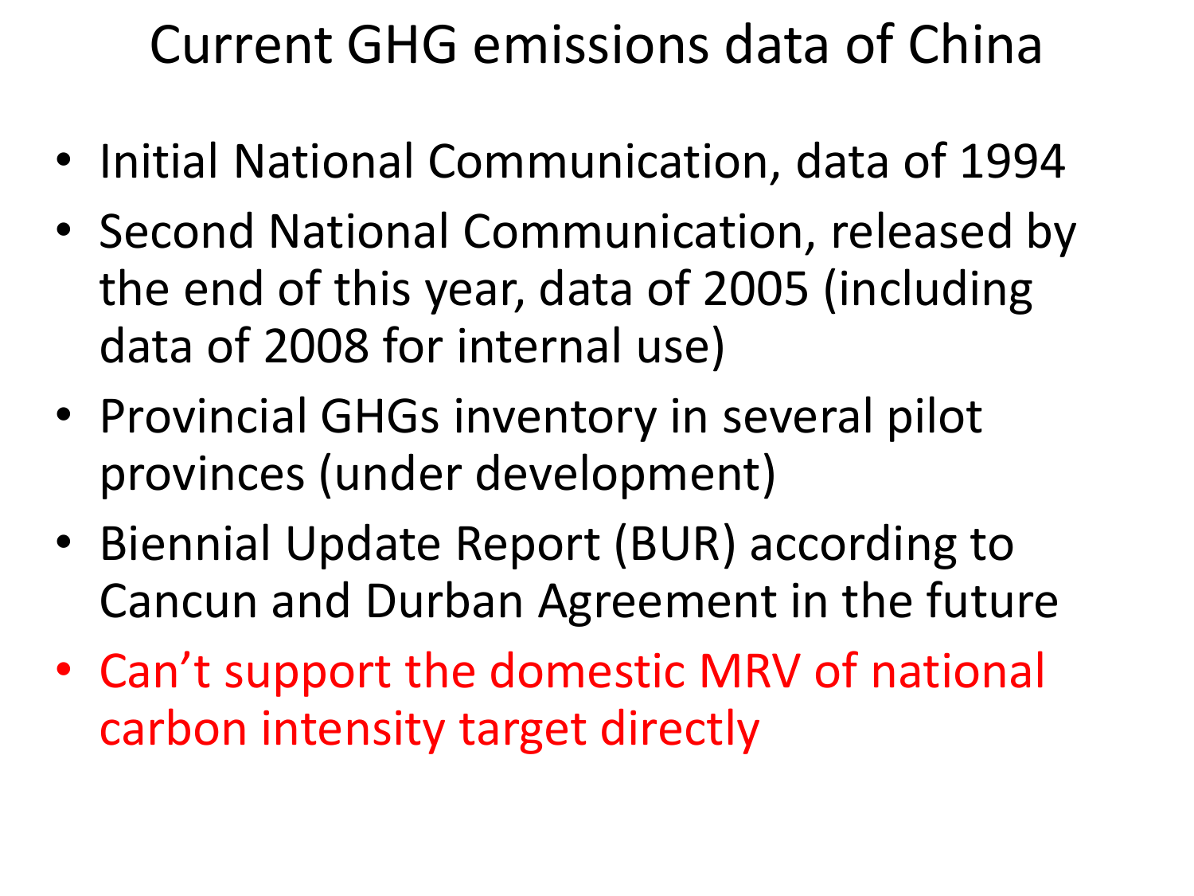# Current GHG emissions data of China

- Initial National Communication, data of 1994
- Second National Communication, released by the end of this year, data of 2005 (including data of 2008 for internal use)
- Provincial GHGs inventory in several pilot provinces (under development)
- Biennial Update Report (BUR) according to Cancun and Durban Agreement in the future
- Can't support the domestic MRV of national carbon intensity target directly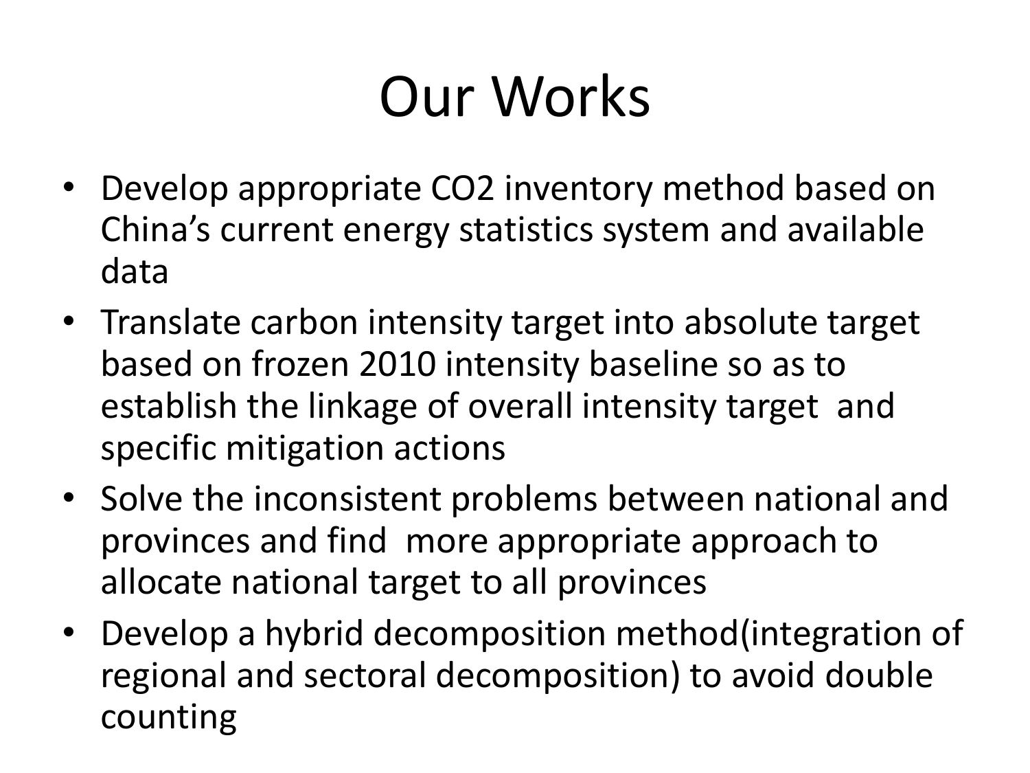# Our Works

- Develop appropriate $CO_2$ inventory method based on China's current energy statistics system and available data
- Translate carbon intensity target into absolute target based on frozen 2010 intensity baseline so as to establish the linkage of overall intensity target and specific mitigation actions
- Solve the inconsistent problems between national and provinces and find more appropriate approach to allocate national target to all provinces
- Develop a hybrid decomposition method(integration of regional and sectoral decomposition) to avoid double counting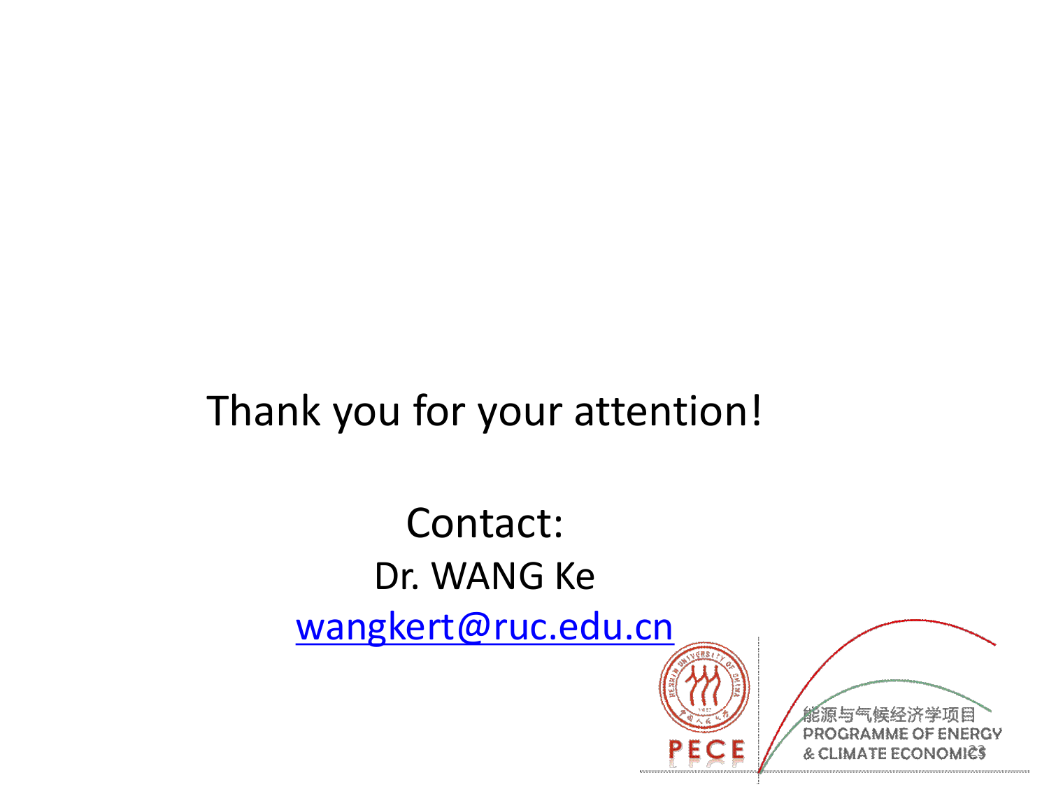Thank you for your attention!

Contact:

Dr. WANG Ke

wangkert@ruc.edu.cn

PECE

能源与气候经济学项目

PROGRAMME OF ENERGY & CLIMATE ECONOMICS